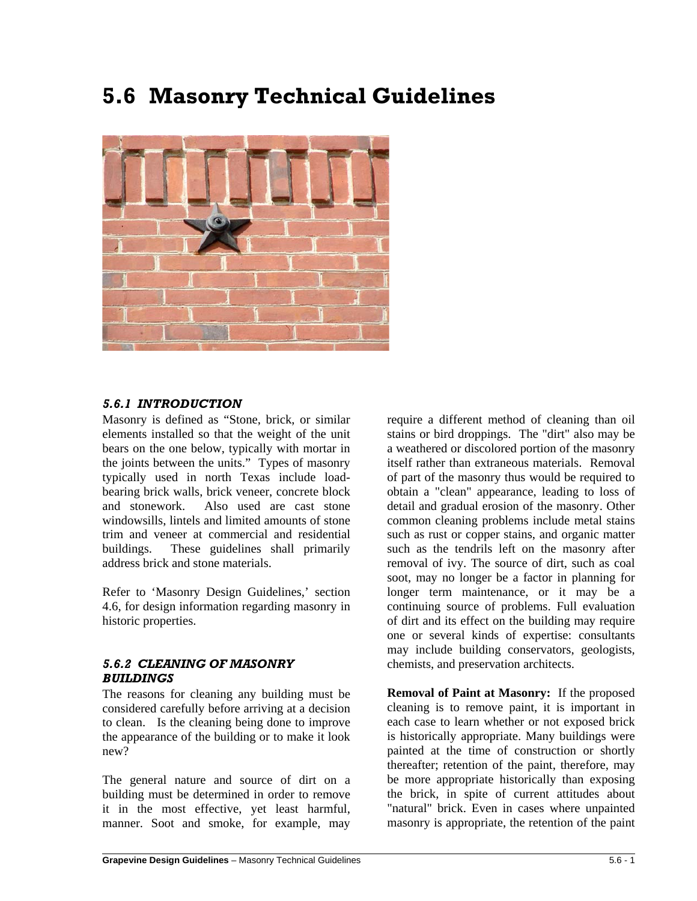# 5.6 Masonry Technical Guidelines

### *5.6.1 INTRODUCTION*

Masonry is defined as "Stone, brick, or similar elements installed so that the weight of the unit bears on the one below, typically with mortar in the joints between the units." Types of masonry typically used in north Texas include load-bearing brick walls, brick veneer, concrete block and stonework. Also used are cast stone windowsills, lintels and limited amounts of stone trim and veneer at commercial and residential buildings. These guidelines shall primarily address brick and stone materials.

Refer to 'Masonry Design Guidelines,' section 4.6, for design information regarding masonry in historic properties.

### *5.6.2 CLEANING OF MASONRY BUILDINGS*

The reasons for cleaning any building must be considered carefully before arriving at a decision to clean. Is the cleaning being done to improve the appearance of the building or to make it look new?

The general nature and source of dirt on a building must be determined in order to remove it in the most effective, yet least harmful, manner. Soot and smoke, for example, may require a different method of cleaning than oil stains or bird droppings. The "dirt" also may be a weathered or discolored portion of the masonry itself rather than extraneous materials. Removal of part of the masonry thus would be required to obtain a "clean" appearance, leading to loss of detail and gradual erosion of the masonry. Other common cleaning problems include metal stains such as rust or copper stains, and organic matter such as the tendrils left on the masonry after removal of ivy. The source of dirt, such as coal soot, may no longer be a factor in planning for longer term maintenance, or it may be a continuing source of problems. Full evaluation of dirt and its effect on the building may require one or several kinds of expertise: consultants may include building conservators, geologists, chemists, and preservation architects.

**Removal of Paint at Masonry:** If the proposed cleaning is to remove paint, it is important in each case to learn whether or not exposed brick is historically appropriate. Many buildings were painted at the time of construction or shortly thereafter; retention of the paint, therefore, may be more appropriate historically than exposing the brick, in spite of current attitudes about "natural" brick. Even in cases where unpainted masonry is appropriate, the retention of the paint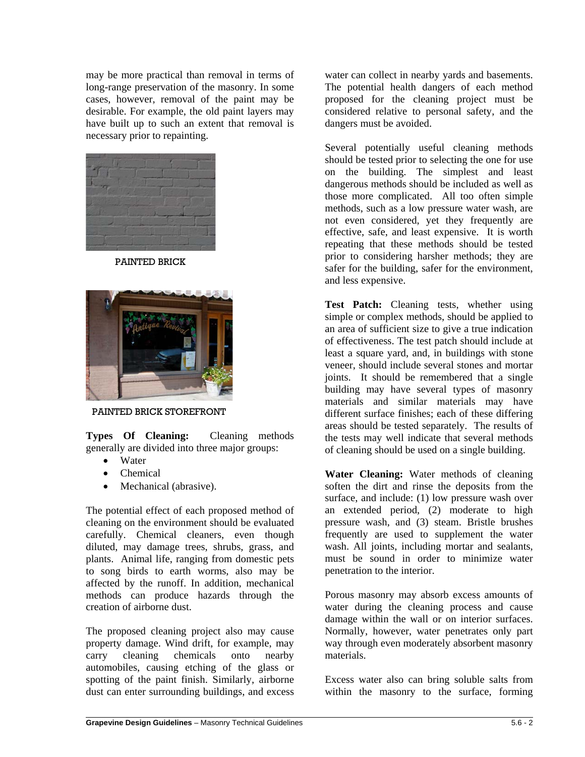may be more practical than removal in terms of long-range preservation of the masonry. In some cases, however, removal of the paint may be desirable. For example, the old paint layers may have built up to such an extent that removal is necessary prior to repainting.

PAINTED BRICK

PAINTED BRICK STOREFRONT

**Types Of Cleaning:** Cleaning methods generally are divided into three major groups:

- Water
- Chemical
- Mechanical (abrasive).

The potential effect of each proposed method of cleaning on the environment should be evaluated carefully. Chemical cleaners, even though diluted, may damage trees, shrubs, grass, and plants. Animal life, ranging from domestic pets to song birds to earth worms, also may be affected by the runoff. In addition, mechanical methods can produce hazards through the creation of airborne dust.

The proposed cleaning project also may cause property damage. Wind drift, for example, may carry cleaning chemicals onto nearby automobiles, causing etching of the glass or spotting of the paint finish. Similarly, airborne dust can enter surrounding buildings, and excess water can collect in nearby yards and basements. The potential health dangers of each method proposed for the cleaning project must be considered relative to personal safety, and the dangers must be avoided.

Several potentially useful cleaning methods should be tested prior to selecting the one for use on the building. The simplest and least dangerous methods should be included as well as those more complicated. All too often simple methods, such as a low pressure water wash, are not even considered, yet they frequently are effective, safe, and least expensive. It is worth repeating that these methods should be tested prior to considering harsher methods; they are safer for the building, safer for the environment, and less expensive.

**Test Patch:** Cleaning tests, whether using simple or complex methods, should be applied to an area of sufficient size to give a true indication of effectiveness. The test patch should include at least a square yard, and, in buildings with stone veneer, should include several stones and mortar joints. It should be remembered that a single building may have several types of masonry materials and similar materials may have different surface finishes; each of these differing areas should be tested separately. The results of the tests may well indicate that several methods of cleaning should be used on a single building.

**Water Cleaning:** Water methods of cleaning soften the dirt and rinse the deposits from the surface, and include: (1) low pressure wash over an extended period, (2) moderate to high pressure wash, and (3) steam. Bristle brushes frequently are used to supplement the water wash. All joints, including mortar and sealants, must be sound in order to minimize water penetration to the interior.

Porous masonry may absorb excess amounts of water during the cleaning process and cause damage within the wall or on interior surfaces. Normally, however, water penetrates only part way through even moderately absorbent masonry materials.

Excess water also can bring soluble salts from within the masonry to the surface, forming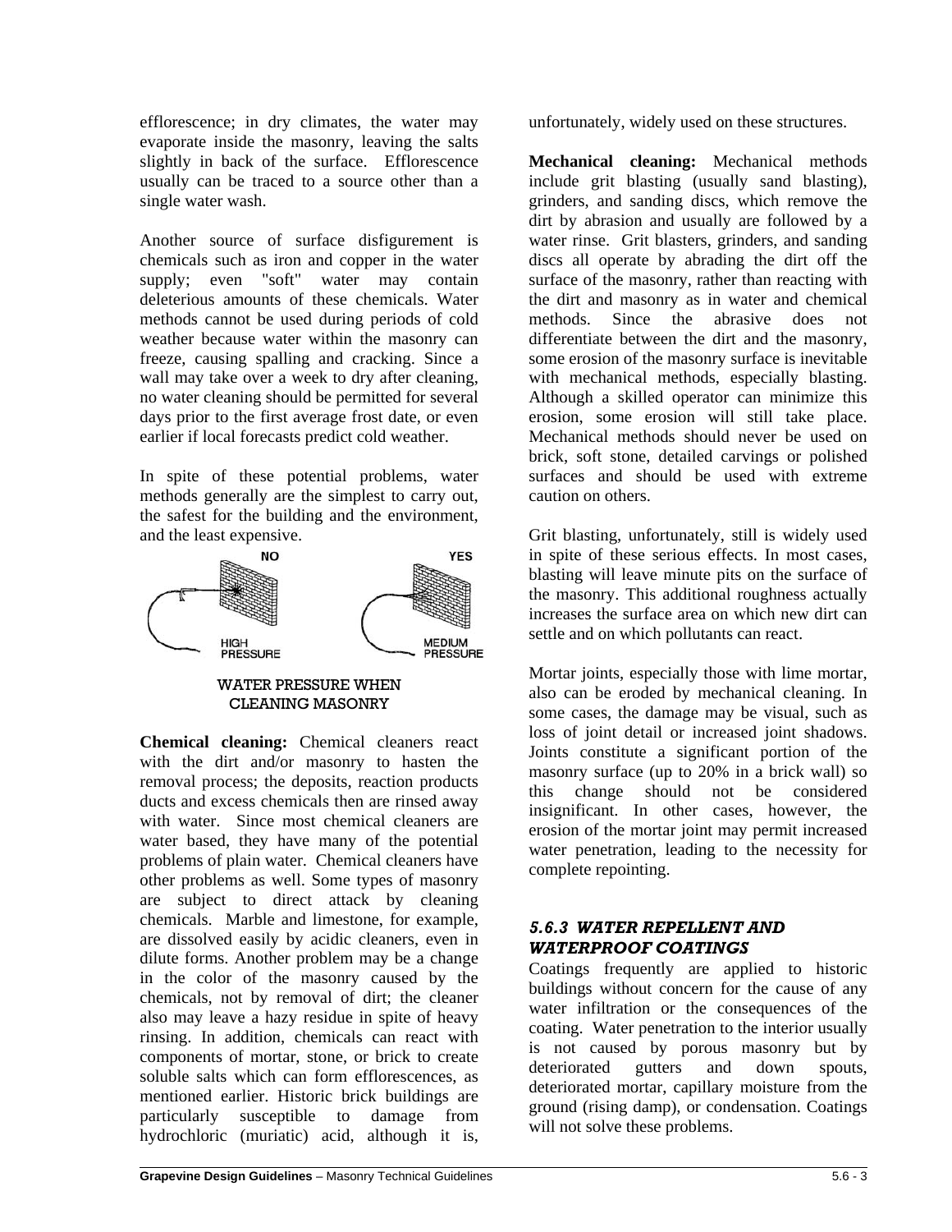efflorescence; in dry climates, the water may evaporate inside the masonry, leaving the salts slightly in back of the surface. Efflorescence usually can be traced to a source other than a single water wash.

Another source of surface disfigurement is chemicals such as iron and copper in the water supply; even "soft" water may contain deleterious amounts of these chemicals. Water methods cannot be used during periods of cold weather because water within the masonry can freeze, causing spalling and cracking. Since a wall may take over a week to dry after cleaning, no water cleaning should be permitted for several days prior to the first average frost date, or even earlier if local forecasts predict cold weather.

In spite of these potential problems, water methods generally are the simplest to carry out, the safest for the building and the environment, and the least expensive.

NO — HIGH PRESSURE

YES — MEDIUM PRESSURE

WATER PRESSURE WHEN CLEANING MASONRY

**Chemical cleaning:** Chemical cleaners react with the dirt and/or masonry to hasten the removal process; the deposits, reaction products ducts and excess chemicals then are rinsed away with water. Since most chemical cleaners are water based, they have many of the potential problems of plain water. Chemical cleaners have other problems as well. Some types of masonry are subject to direct attack by cleaning chemicals. Marble and limestone, for example, are dissolved easily by acidic cleaners, even in dilute forms. Another problem may be a change in the color of the masonry caused by the chemicals, not by removal of dirt; the cleaner also may leave a hazy residue in spite of heavy rinsing. In addition, chemicals can react with components of mortar, stone, or brick to create soluble salts which can form efflorescences, as mentioned earlier. Historic brick buildings are particularly susceptible to damage from hydrochloric (muriatic) acid, although it is, unfortunately, widely used on these structures.

**Mechanical cleaning:** Mechanical methods include grit blasting (usually sand blasting), grinders, and sanding discs, which remove the dirt by abrasion and usually are followed by a water rinse. Grit blasters, grinders, and sanding discs all operate by abrading the dirt off the surface of the masonry, rather than reacting with the dirt and masonry as in water and chemical methods. Since the abrasive does not differentiate between the dirt and the masonry, some erosion of the masonry surface is inevitable with mechanical methods, especially blasting. Although a skilled operator can minimize this erosion, some erosion will still take place. Mechanical methods should never be used on brick, soft stone, detailed carvings or polished surfaces and should be used with extreme caution on others.

Grit blasting, unfortunately, still is widely used in spite of these serious effects. In most cases, blasting will leave minute pits on the surface of the masonry. This additional roughness actually increases the surface area on which new dirt can settle and on which pollutants can react.

Mortar joints, especially those with lime mortar, also can be eroded by mechanical cleaning. In some cases, the damage may be visual, such as loss of joint detail or increased joint shadows. Joints constitute a significant portion of the masonry surface (up to 20% in a brick wall) so this change should not be considered insignificant. In other cases, however, the erosion of the mortar joint may permit increased water penetration, leading to the necessity for complete repointing.

### *5.6.3 WATER REPELLENT AND WATERPROOF COATINGS*

Coatings frequently are applied to historic buildings without concern for the cause of any water infiltration or the consequences of the coating. Water penetration to the interior usually is not caused by porous masonry but by deteriorated gutters and down spouts, deteriorated mortar, capillary moisture from the ground (rising damp), or condensation. Coatings will not solve these problems.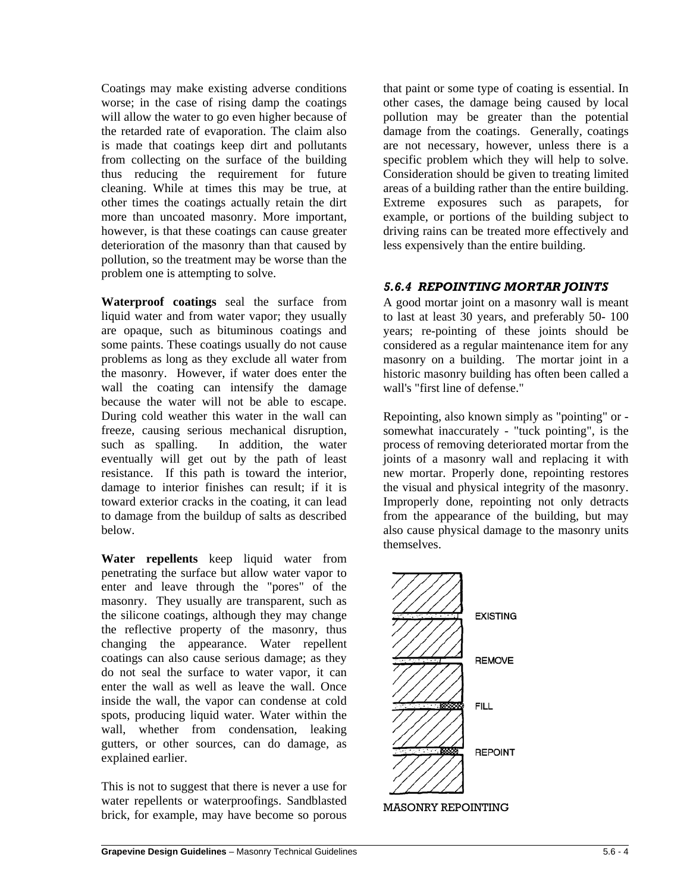Coatings may make existing adverse conditions worse; in the case of rising damp the coatings will allow the water to go even higher because of the retarded rate of evaporation. The claim also is made that coatings keep dirt and pollutants from collecting on the surface of the building thus reducing the requirement for future cleaning. While at times this may be true, at other times the coatings actually retain the dirt more than uncoated masonry. More important, however, is that these coatings can cause greater deterioration of the masonry than that caused by pollution, so the treatment may be worse than the problem one is attempting to solve.

**Waterproof coatings** seal the surface from liquid water and from water vapor; they usually are opaque, such as bituminous coatings and some paints. These coatings usually do not cause problems as long as they exclude all water from the masonry. However, if water does enter the wall the coating can intensify the damage because the water will not be able to escape. During cold weather this water in the wall can freeze, causing serious mechanical disruption, such as spalling. In addition, the water eventually will get out by the path of least resistance. If this path is toward the interior, damage to interior finishes can result; if it is toward exterior cracks in the coating, it can lead to damage from the buildup of salts as described below.

**Water repellents** keep liquid water from penetrating the surface but allow water vapor to enter and leave through the "pores" of the masonry. They usually are transparent, such as the silicone coatings, although they may change the reflective property of the masonry, thus changing the appearance. Water repellent coatings can also cause serious damage; as they do not seal the surface to water vapor, it can enter the wall as well as leave the wall. Once inside the wall, the vapor can condense at cold spots, producing liquid water. Water within the wall, whether from condensation, leaking gutters, or other sources, can do damage, as explained earlier.

This is not to suggest that there is never a use for water repellents or waterproofings. Sandblasted brick, for example, may have become so porous that paint or some type of coating is essential. In other cases, the damage being caused by local pollution may be greater than the potential damage from the coatings. Generally, coatings are not necessary, however, unless there is a specific problem which they will help to solve. Consideration should be given to treating limited areas of a building rather than the entire building. Extreme exposures such as parapets, for example, or portions of the building subject to driving rains can be treated more effectively and less expensively than the entire building.

### *5.6.4 REPOINTING MORTAR JOINTS*

A good mortar joint on a masonry wall is meant to last at least 30 years, and preferably 50- 100 years; re-pointing of these joints should be considered as a regular maintenance item for any masonry on a building. The mortar joint in a historic masonry building has often been called a wall's "first line of defense."

Repointing, also known simply as "pointing" or - somewhat inaccurately - "tuck pointing", is the process of removing deteriorated mortar from the joints of a masonry wall and replacing it with new mortar. Properly done, repointing restores the visual and physical integrity of the masonry. Improperly done, repointing not only detracts from the appearance of the building, but may also cause physical damage to the masonry units themselves.

EXISTING

REMOVE

FILL

REPOINT

MASONRY REPOINTING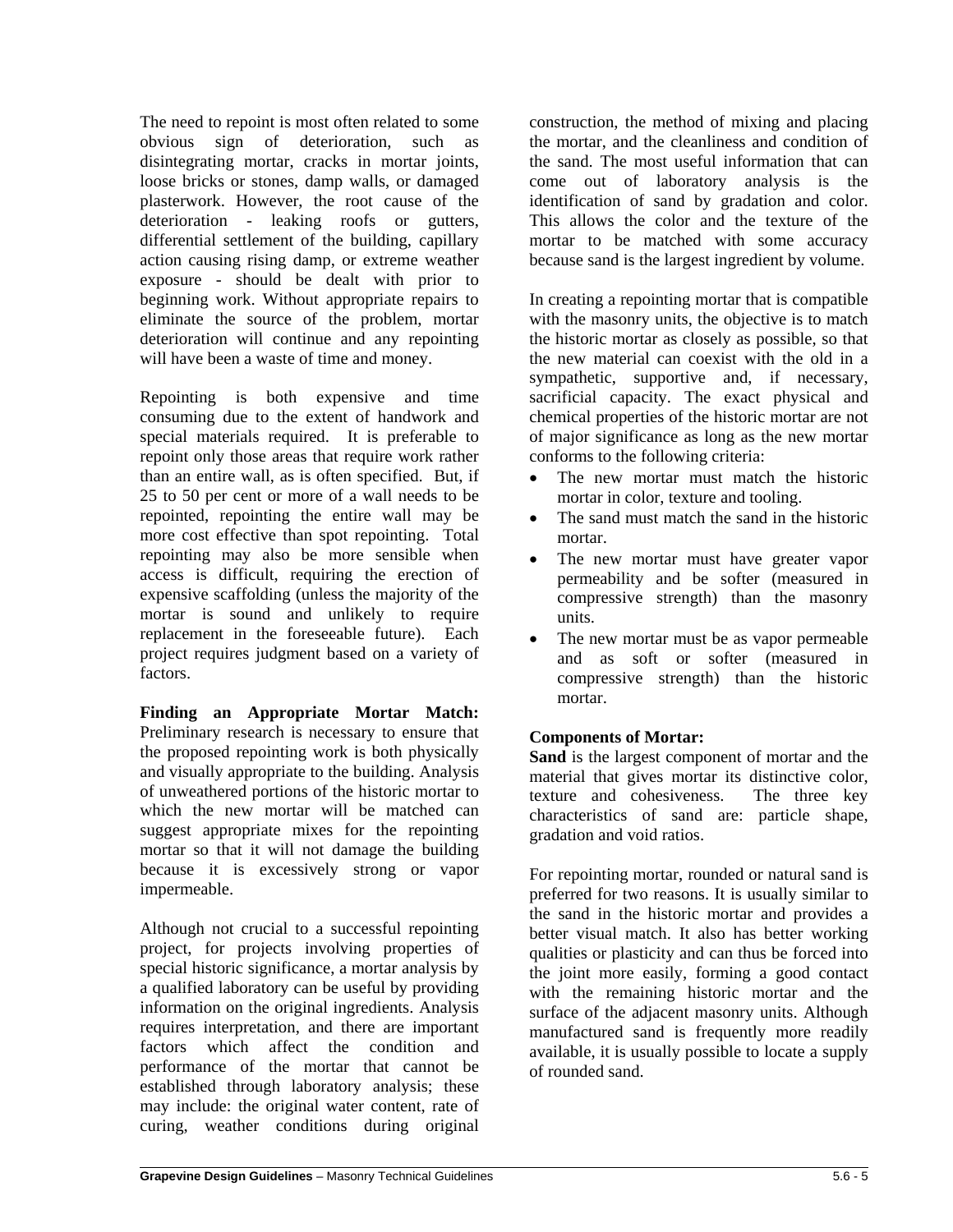The need to repoint is most often related to some obvious sign of deterioration, such as disintegrating mortar, cracks in mortar joints, loose bricks or stones, damp walls, or damaged plasterwork. However, the root cause of the deterioration - leaking roofs or gutters, differential settlement of the building, capillary action causing rising damp, or extreme weather exposure - should be dealt with prior to beginning work. Without appropriate repairs to eliminate the source of the problem, mortar deterioration will continue and any repointing will have been a waste of time and money.

Repointing is both expensive and time consuming due to the extent of handwork and special materials required. It is preferable to repoint only those areas that require work rather than an entire wall, as is often specified. But, if 25 to 50 per cent or more of a wall needs to be repointed, repointing the entire wall may be more cost effective than spot repointing. Total repointing may also be more sensible when access is difficult, requiring the erection of expensive scaffolding (unless the majority of the mortar is sound and unlikely to require replacement in the foreseeable future). Each project requires judgment based on a variety of factors.

**Finding an Appropriate Mortar Match:** Preliminary research is necessary to ensure that the proposed repointing work is both physically and visually appropriate to the building. Analysis of unweathered portions of the historic mortar to which the new mortar will be matched can suggest appropriate mixes for the repointing mortar so that it will not damage the building because it is excessively strong or vapor impermeable.

Although not crucial to a successful repointing project, for projects involving properties of special historic significance, a mortar analysis by a qualified laboratory can be useful by providing information on the original ingredients. Analysis requires interpretation, and there are important factors which affect the condition and performance of the mortar that cannot be established through laboratory analysis; these may include: the original water content, rate of curing, weather conditions during original construction, the method of mixing and placing the mortar, and the cleanliness and condition of the sand. The most useful information that can come out of laboratory analysis is the identification of sand by gradation and color. This allows the color and the texture of the mortar to be matched with some accuracy because sand is the largest ingredient by volume.

In creating a repointing mortar that is compatible with the masonry units, the objective is to match the historic mortar as closely as possible, so that the new material can coexist with the old in a sympathetic, supportive and, if necessary, sacrificial capacity. The exact physical and chemical properties of the historic mortar are not of major significance as long as the new mortar conforms to the following criteria:

- The new mortar must match the historic mortar in color, texture and tooling.
- The sand must match the sand in the historic mortar.
- The new mortar must have greater vapor permeability and be softer (measured in compressive strength) than the masonry units.
- The new mortar must be as vapor permeable and as soft or softer (measured in compressive strength) than the historic mortar.

**Components of Mortar:**

**Sand** is the largest component of mortar and the material that gives mortar its distinctive color, texture and cohesiveness. The three key characteristics of sand are: particle shape, gradation and void ratios.

For repointing mortar, rounded or natural sand is preferred for two reasons. It is usually similar to the sand in the historic mortar and provides a better visual match. It also has better working qualities or plasticity and can thus be forced into the joint more easily, forming a good contact with the remaining historic mortar and the surface of the adjacent masonry units. Although manufactured sand is frequently more readily available, it is usually possible to locate a supply of rounded sand.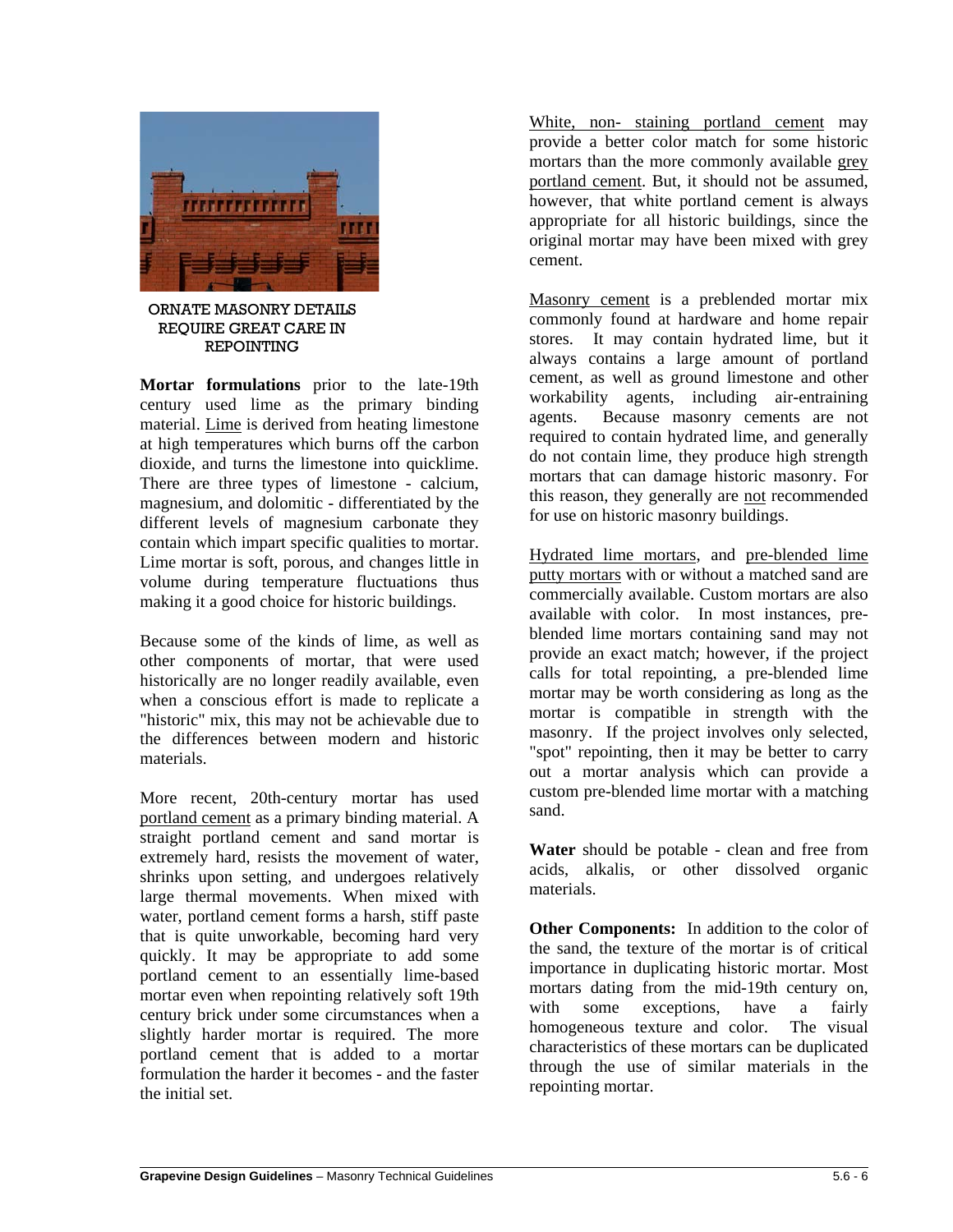ORNATE MASONRY DETAILS REQUIRE GREAT CARE IN REPOINTING

**Mortar formulations** prior to the late-19th century used lime as the primary binding material. Lime is derived from heating limestone at high temperatures which burns off the carbon dioxide, and turns the limestone into quicklime. There are three types of limestone - calcium, magnesium, and dolomitic - differentiated by the different levels of magnesium carbonate they contain which impart specific qualities to mortar. Lime mortar is soft, porous, and changes little in volume during temperature fluctuations thus making it a good choice for historic buildings.

Because some of the kinds of lime, as well as other components of mortar, that were used historically are no longer readily available, even when a conscious effort is made to replicate a "historic" mix, this may not be achievable due to the differences between modern and historic materials.

More recent, 20th-century mortar has used portland cement as a primary binding material. A straight portland cement and sand mortar is extremely hard, resists the movement of water, shrinks upon setting, and undergoes relatively large thermal movements. When mixed with water, portland cement forms a harsh, stiff paste that is quite unworkable, becoming hard very quickly. It may be appropriate to add some portland cement to an essentially lime-based mortar even when repointing relatively soft 19th century brick under some circumstances when a slightly harder mortar is required. The more portland cement that is added to a mortar formulation the harder it becomes - and the faster the initial set.

White, non- staining portland cement may provide a better color match for some historic mortars than the more commonly available grey portland cement. But, it should not be assumed, however, that white portland cement is always appropriate for all historic buildings, since the original mortar may have been mixed with grey cement.

Masonry cement is a preblended mortar mix commonly found at hardware and home repair stores. It may contain hydrated lime, but it always contains a large amount of portland cement, as well as ground limestone and other workability agents, including air-entraining agents. Because masonry cements are not required to contain hydrated lime, and generally do not contain lime, they produce high strength mortars that can damage historic masonry. For this reason, they generally are not recommended for use on historic masonry buildings.

Hydrated lime mortars, and pre-blended lime putty mortars with or without a matched sand are commercially available. Custom mortars are also available with color. In most instances, pre-blended lime mortars containing sand may not provide an exact match; however, if the project calls for total repointing, a pre-blended lime mortar may be worth considering as long as the mortar is compatible in strength with the masonry. If the project involves only selected, "spot" repointing, then it may be better to carry out a mortar analysis which can provide a custom pre-blended lime mortar with a matching sand.

**Water** should be potable - clean and free from acids, alkalis, or other dissolved organic materials.

**Other Components:** In addition to the color of the sand, the texture of the mortar is of critical importance in duplicating historic mortar. Most mortars dating from the mid-19th century on, with some exceptions, have a fairly homogeneous texture and color. The visual characteristics of these mortars can be duplicated through the use of similar materials in the repointing mortar.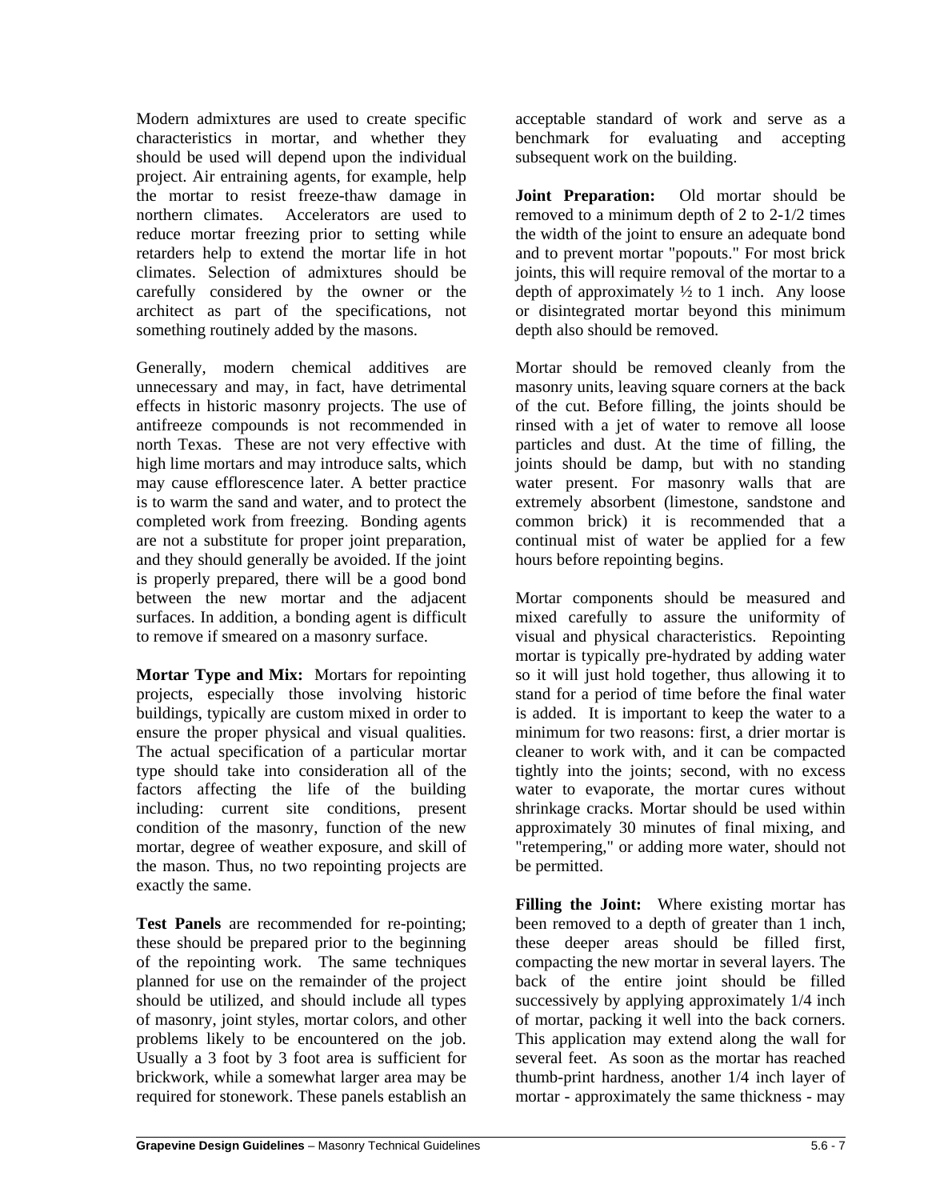Modern admixtures are used to create specific characteristics in mortar, and whether they should be used will depend upon the individual project. Air entraining agents, for example, help the mortar to resist freeze-thaw damage in northern climates. Accelerators are used to reduce mortar freezing prior to setting while retarders help to extend the mortar life in hot climates. Selection of admixtures should be carefully considered by the owner or the architect as part of the specifications, not something routinely added by the masons.

Generally, modern chemical additives are unnecessary and may, in fact, have detrimental effects in historic masonry projects. The use of antifreeze compounds is not recommended in north Texas. These are not very effective with high lime mortars and may introduce salts, which may cause efflorescence later. A better practice is to warm the sand and water, and to protect the completed work from freezing. Bonding agents are not a substitute for proper joint preparation, and they should generally be avoided. If the joint is properly prepared, there will be a good bond between the new mortar and the adjacent surfaces. In addition, a bonding agent is difficult to remove if smeared on a masonry surface.

**Mortar Type and Mix:** Mortars for repointing projects, especially those involving historic buildings, typically are custom mixed in order to ensure the proper physical and visual qualities. The actual specification of a particular mortar type should take into consideration all of the factors affecting the life of the building including: current site conditions, present condition of the masonry, function of the new mortar, degree of weather exposure, and skill of the mason. Thus, no two repointing projects are exactly the same.

**Test Panels** are recommended for re-pointing; these should be prepared prior to the beginning of the repointing work. The same techniques planned for use on the remainder of the project should be utilized, and should include all types of masonry, joint styles, mortar colors, and other problems likely to be encountered on the job. Usually a 3 foot by 3 foot area is sufficient for brickwork, while a somewhat larger area may be required for stonework. These panels establish an acceptable standard of work and serve as a benchmark for evaluating and accepting subsequent work on the building.

**Joint Preparation:** Old mortar should be removed to a minimum depth of 2 to 2-1/2 times the width of the joint to ensure an adequate bond and to prevent mortar "popouts." For most brick joints, this will require removal of the mortar to a depth of approximately ½ to 1 inch. Any loose or disintegrated mortar beyond this minimum depth also should be removed.

Mortar should be removed cleanly from the masonry units, leaving square corners at the back of the cut. Before filling, the joints should be rinsed with a jet of water to remove all loose particles and dust. At the time of filling, the joints should be damp, but with no standing water present. For masonry walls that are extremely absorbent (limestone, sandstone and common brick) it is recommended that a continual mist of water be applied for a few hours before repointing begins.

Mortar components should be measured and mixed carefully to assure the uniformity of visual and physical characteristics. Repointing mortar is typically pre-hydrated by adding water so it will just hold together, thus allowing it to stand for a period of time before the final water is added. It is important to keep the water to a minimum for two reasons: first, a drier mortar is cleaner to work with, and it can be compacted tightly into the joints; second, with no excess water to evaporate, the mortar cures without shrinkage cracks. Mortar should be used within approximately 30 minutes of final mixing, and "retempering," or adding more water, should not be permitted.

**Filling the Joint:** Where existing mortar has been removed to a depth of greater than 1 inch, these deeper areas should be filled first, compacting the new mortar in several layers. The back of the entire joint should be filled successively by applying approximately 1/4 inch of mortar, packing it well into the back corners. This application may extend along the wall for several feet. As soon as the mortar has reached thumb-print hardness, another 1/4 inch layer of mortar - approximately the same thickness - may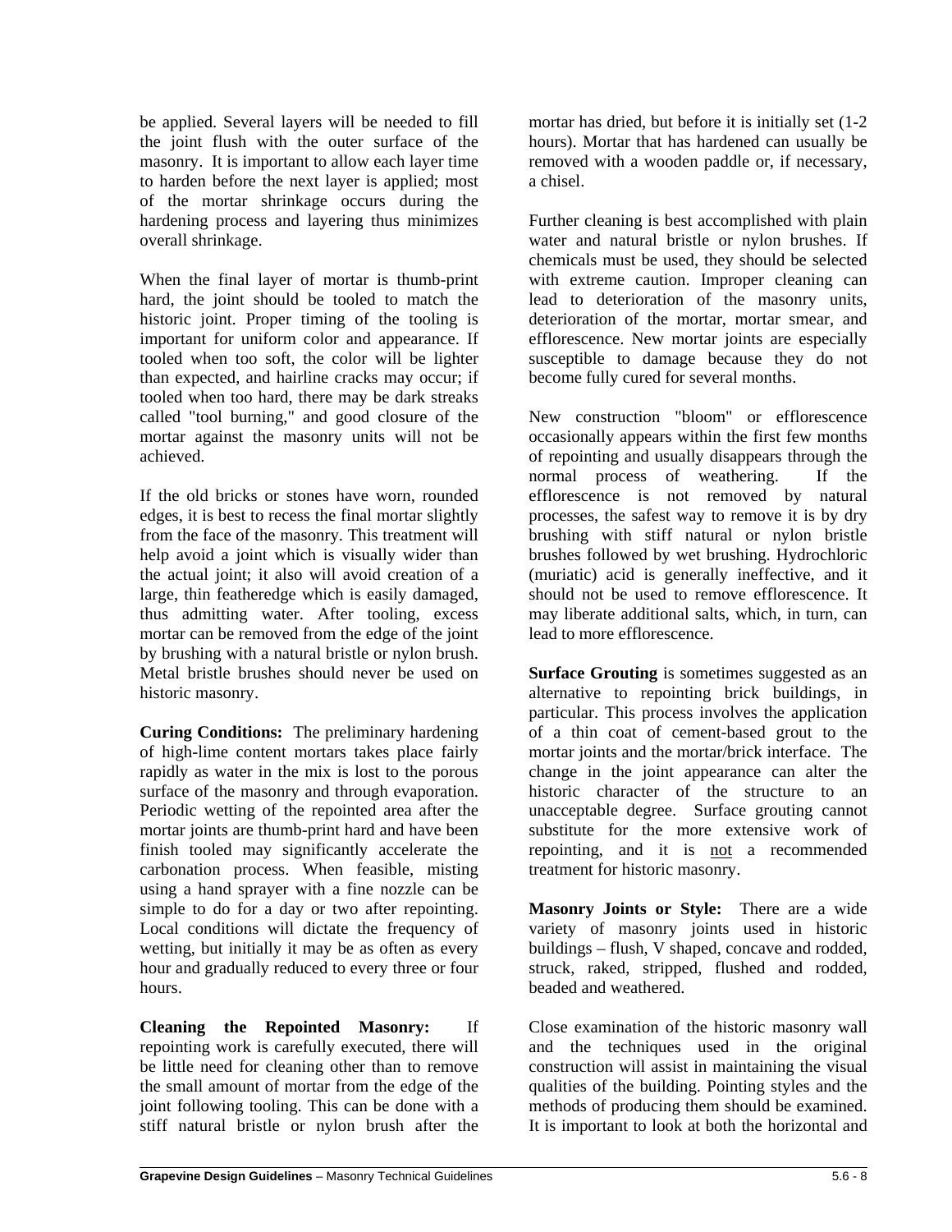be applied. Several layers will be needed to fill the joint flush with the outer surface of the masonry. It is important to allow each layer time to harden before the next layer is applied; most of the mortar shrinkage occurs during the hardening process and layering thus minimizes overall shrinkage.

When the final layer of mortar is thumb-print hard, the joint should be tooled to match the historic joint. Proper timing of the tooling is important for uniform color and appearance. If tooled when too soft, the color will be lighter than expected, and hairline cracks may occur; if tooled when too hard, there may be dark streaks called "tool burning," and good closure of the mortar against the masonry units will not be achieved.

If the old bricks or stones have worn, rounded edges, it is best to recess the final mortar slightly from the face of the masonry. This treatment will help avoid a joint which is visually wider than the actual joint; it also will avoid creation of a large, thin featheredge which is easily damaged, thus admitting water. After tooling, excess mortar can be removed from the edge of the joint by brushing with a natural bristle or nylon brush. Metal bristle brushes should never be used on historic masonry.

**Curing Conditions:** The preliminary hardening of high-lime content mortars takes place fairly rapidly as water in the mix is lost to the porous surface of the masonry and through evaporation. Periodic wetting of the repointed area after the mortar joints are thumb-print hard and have been finish tooled may significantly accelerate the carbonation process. When feasible, misting using a hand sprayer with a fine nozzle can be simple to do for a day or two after repointing. Local conditions will dictate the frequency of wetting, but initially it may be as often as every hour and gradually reduced to every three or four hours.

**Cleaning the Repointed Masonry:** If repointing work is carefully executed, there will be little need for cleaning other than to remove the small amount of mortar from the edge of the joint following tooling. This can be done with a stiff natural bristle or nylon brush after the mortar has dried, but before it is initially set (1-2 hours). Mortar that has hardened can usually be removed with a wooden paddle or, if necessary, a chisel.

Further cleaning is best accomplished with plain water and natural bristle or nylon brushes. If chemicals must be used, they should be selected with extreme caution. Improper cleaning can lead to deterioration of the masonry units, deterioration of the mortar, mortar smear, and efflorescence. New mortar joints are especially susceptible to damage because they do not become fully cured for several months.

New construction "bloom" or efflorescence occasionally appears within the first few months of repointing and usually disappears through the normal process of weathering. If the efflorescence is not removed by natural processes, the safest way to remove it is by dry brushing with stiff natural or nylon bristle brushes followed by wet brushing. Hydrochloric (muriatic) acid is generally ineffective, and it should not be used to remove efflorescence. It may liberate additional salts, which, in turn, can lead to more efflorescence.

**Surface Grouting** is sometimes suggested as an alternative to repointing brick buildings, in particular. This process involves the application of a thin coat of cement-based grout to the mortar joints and the mortar/brick interface. The change in the joint appearance can alter the historic character of the structure to an unacceptable degree. Surface grouting cannot substitute for the more extensive work of repointing, and it is not a recommended treatment for historic masonry.

**Masonry Joints or Style:** There are a wide variety of masonry joints used in historic buildings – flush, V shaped, concave and rodded, struck, raked, stripped, flushed and rodded, beaded and weathered.

Close examination of the historic masonry wall and the techniques used in the original construction will assist in maintaining the visual qualities of the building. Pointing styles and the methods of producing them should be examined. It is important to look at both the horizontal and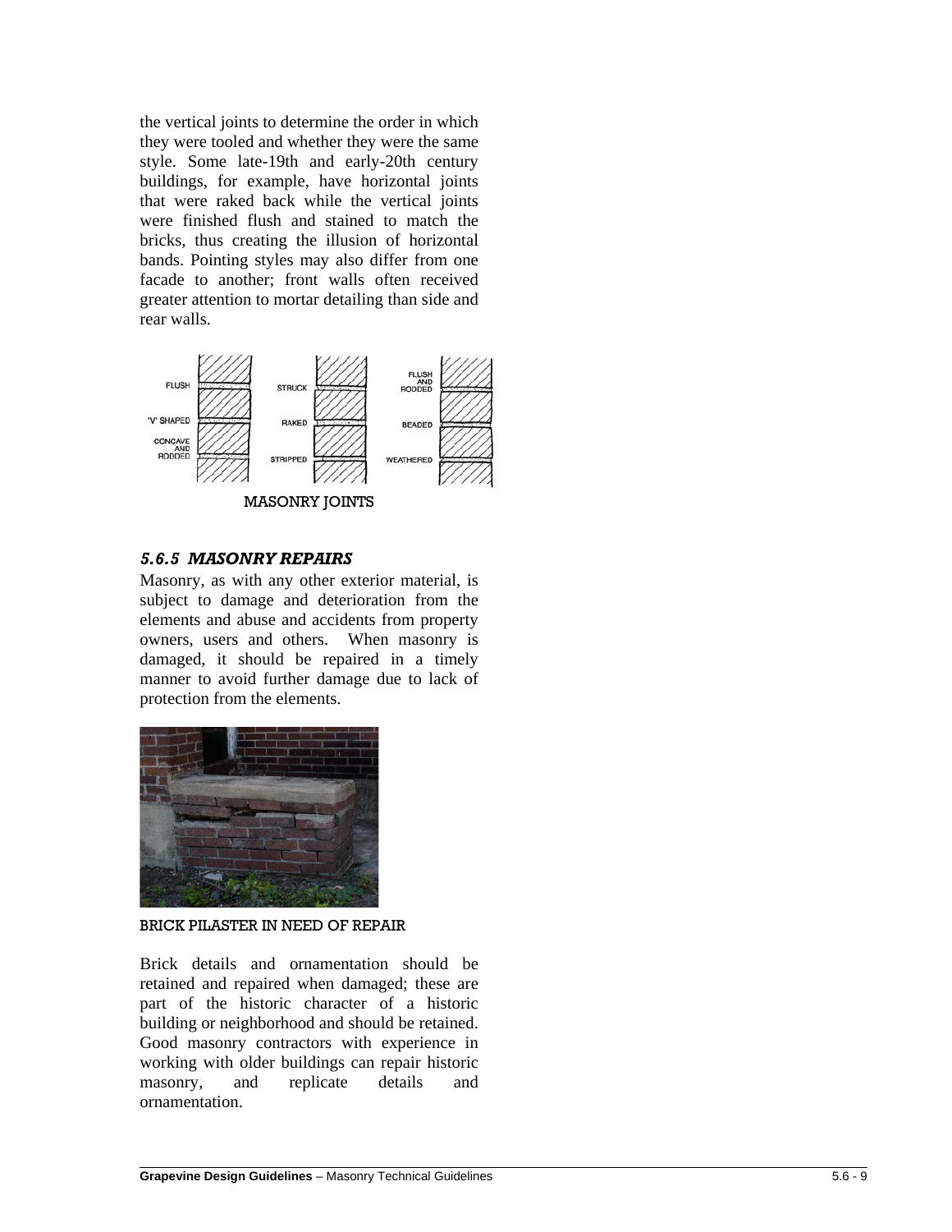the vertical joints to determine the order in which they were tooled and whether they were the same style. Some late-19th and early-20th century buildings, for example, have horizontal joints that were raked back while the vertical joints were finished flush and stained to match the bricks, thus creating the illusion of horizontal bands. Pointing styles may also differ from one facade to another; front walls often received greater attention to mortar detailing than side and rear walls.

FLUSH

"V" SHAPED

CONCAVE AND RODDED

STRUCK

RAKED

STRIPPED

FLUSH AND RODDED

BEADED

WEATHERED

MASONRY JOINTS

### *5.6.5 MASONRY REPAIRS*

Masonry, as with any other exterior material, is subject to damage and deterioration from the elements and abuse and accidents from property owners, users and others. When masonry is damaged, it should be repaired in a timely manner to avoid further damage due to lack of protection from the elements.

BRICK PILASTER IN NEED OF REPAIR

Brick details and ornamentation should be retained and repaired when damaged; these are part of the historic character of a historic building or neighborhood and should be retained. Good masonry contractors with experience in working with older buildings can repair historic masonry, and replicate details and ornamentation.